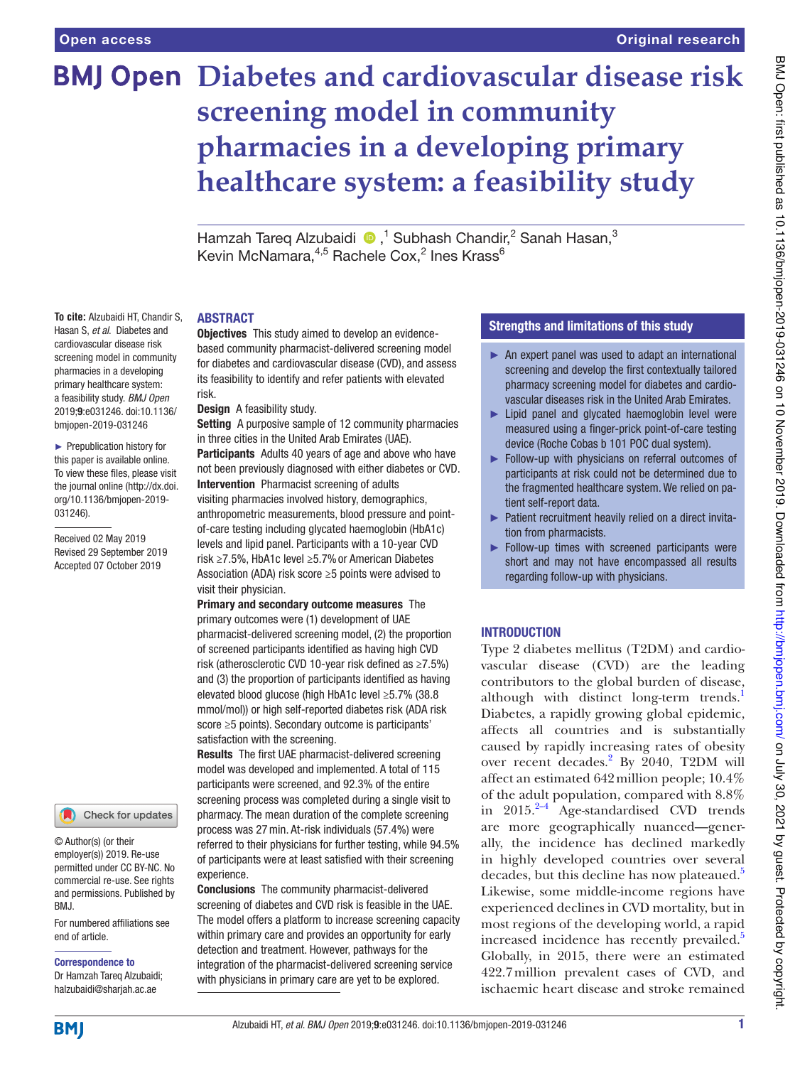Open access

Original research

# Diabetes and cardiovascular disease risk screening model in community pharmacies in a developing primary healthcare system: a feasibility study

Hamzah Tareq Alzubaidi [1], Subhash Chandir,[2] Sanah Hasan,[3] Kevin McNamara,[4,5] Rachele Cox,[2] Ines Krass[6]

**To cite:** Alzubaidi HT, Chandir S, Hasan S, *et al*. Diabetes and cardiovascular disease risk screening model in community pharmacies in a developing primary healthcare system: a feasibility study. *BMJ Open* 2019;**9**:e031246. doi:10.1136/bmjopen-2019-031246

► Prepublication history for this paper is available online. To view these files, please visit the journal online (http://dx.doi.org/10.1136/bmjopen-2019-031246).

Received 02 May 2019
Revised 29 September 2019
Accepted 07 October 2019

© Author(s) (or their employer(s)) 2019. Re-use permitted under CC BY-NC. No commercial re-use. See rights and permissions. Published by BMJ.

For numbered affiliations see end of article.

**Correspondence to**
Dr Hamzah Tareq Alzubaidi;
halzubaidi@sharjah.ac.ae

## ABSTRACT

**Objectives** This study aimed to develop an evidence-based community pharmacist-delivered screening model for diabetes and cardiovascular disease (CVD), and assess its feasibility to identify and refer patients with elevated risk.

**Design** A feasibility study.

**Setting** A purposive sample of 12 community pharmacies in three cities in the United Arab Emirates (UAE).

**Participants** Adults 40 years of age and above who have not been previously diagnosed with either diabetes or CVD.

**Intervention** Pharmacist screening of adults visiting pharmacies involved history, demographics, anthropometric measurements, blood pressure and point-of-care testing including glycated haemoglobin (HbA1c) levels and lipid panel. Participants with a 10-year CVD risk ≥7.5%, HbA1c level ≥5.7% or American Diabetes Association (ADA) risk score ≥5 points were advised to visit their physician.

**Primary and secondary outcome measures** The primary outcomes were (1) development of UAE pharmacist-delivered screening model, (2) the proportion of screened participants identified as having high CVD risk (atherosclerotic CVD 10-year risk defined as ≥7.5%) and (3) the proportion of participants identified as having elevated blood glucose (high HbA1c level ≥5.7% (38.8 mmol/mol)) or high self-reported diabetes risk (ADA risk score ≥5 points). Secondary outcome is participants' satisfaction with the screening.

**Results** The first UAE pharmacist-delivered screening model was developed and implemented. A total of 115 participants were screened, and 92.3% of the entire screening process was completed during a single visit to pharmacy. The mean duration of the complete screening process was 27 min. At-risk individuals (57.4%) were referred to their physicians for further testing, while 94.5% of participants were at least satisfied with their screening experience.

**Conclusions** The community pharmacist-delivered screening of diabetes and CVD risk is feasible in the UAE. The model offers a platform to increase screening capacity within primary care and provides an opportunity for early detection and treatment. However, pathways for the integration of the pharmacist-delivered screening service with physicians in primary care are yet to be explored.

### Strengths and limitations of this study

- ► An expert panel was used to adapt an international screening and develop the first contextually tailored pharmacy screening model for diabetes and cardiovascular diseases risk in the United Arab Emirates.
- ► Lipid panel and glycated haemoglobin level were measured using a finger-prick point-of-care testing device (Roche Cobas b 101 POC dual system).
- ► Follow-up with physicians on referral outcomes of participants at risk could not be determined due to the fragmented healthcare system. We relied on patient self-report data.
- ► Patient recruitment heavily relied on a direct invitation from pharmacists.
- ► Follow-up times with screened participants were short and may not have encompassed all results regarding follow-up with physicians.

## INTRODUCTION

Type 2 diabetes mellitus (T2DM) and cardiovascular disease (CVD) are the leading contributors to the global burden of disease, although with distinct long-term trends.[1] Diabetes, a rapidly growing global epidemic, affects all countries and is substantially caused by rapidly increasing rates of obesity over recent decades.[2] By 2040, T2DM will affect an estimated 642 million people; 10.4% of the adult population, compared with 8.8% in 2015.[2–4] Age-standardised CVD trends are more geographically nuanced—generally, the incidence has declined markedly in highly developed countries over several decades, but this decline has now plateaued.[5] Likewise, some middle-income regions have experienced declines in CVD mortality, but in most regions of the developing world, a rapid increased incidence has recently prevailed.[5] Globally, in 2015, there were an estimated 422.7 million prevalent cases of CVD, and ischaemic heart disease and stroke remained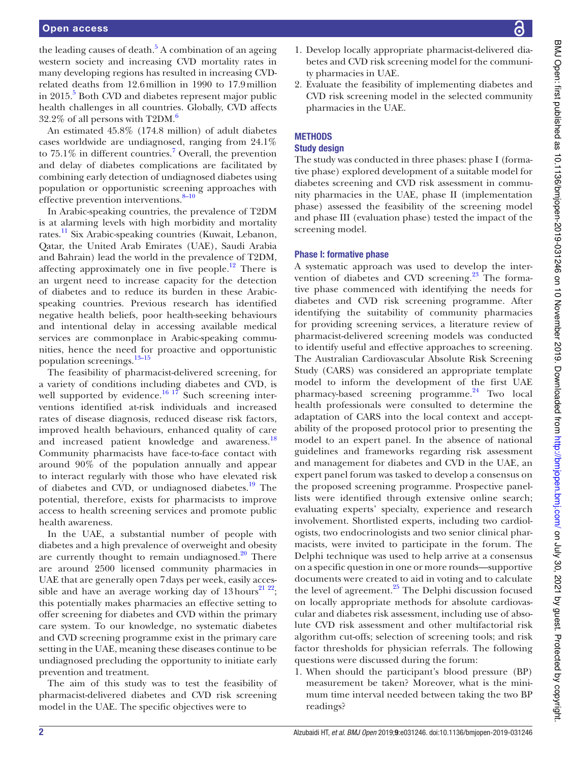the leading causes of death.[5] A combination of an ageing western society and increasing CVD mortality rates in many developing regions has resulted in increasing CVD-related deaths from 12.6 million in 1990 to 17.9 million in 2015.[5] Both CVD and diabetes represent major public health challenges in all countries. Globally, CVD affects 32.2% of all persons with T2DM.[6]

An estimated 45.8% (174.8 million) of adult diabetes cases worldwide are undiagnosed, ranging from 24.1% to 75.1% in different countries.[7] Overall, the prevention and delay of diabetes complications are facilitated by combining early detection of undiagnosed diabetes using population or opportunistic screening approaches with effective prevention interventions.[8–10]

In Arabic-speaking countries, the prevalence of T2DM is at alarming levels with high morbidity and mortality rates.[11] Six Arabic-speaking countries (Kuwait, Lebanon, Qatar, the United Arab Emirates (UAE), Saudi Arabia and Bahrain) lead the world in the prevalence of T2DM, affecting approximately one in five people.[12] There is an urgent need to increase capacity for the detection of diabetes and to reduce its burden in these Arabic-speaking countries. Previous research has identified negative health beliefs, poor health-seeking behaviours and intentional delay in accessing available medical services are commonplace in Arabic-speaking communities, hence the need for proactive and opportunistic population screenings.[13–15]

The feasibility of pharmacist-delivered screening, for a variety of conditions including diabetes and CVD, is well supported by evidence.[16 17] Such screening interventions identified at-risk individuals and increased rates of disease diagnosis, reduced disease risk factors, improved health behaviours, enhanced quality of care and increased patient knowledge and awareness.[18] Community pharmacists have face-to-face contact with around 90% of the population annually and appear to interact regularly with those who have elevated risk of diabetes and CVD, or undiagnosed diabetes.[19] The potential, therefore, exists for pharmacists to improve access to health screening services and promote public health awareness.

In the UAE, a substantial number of people with diabetes and a high prevalence of overweight and obesity are currently thought to remain undiagnosed.[20] There are around 2500 licensed community pharmacies in UAE that are generally open 7 days per week, easily accessible and have an average working day of 13 hours[21 22]; this potentially makes pharmacies an effective setting to offer screening for diabetes and CVD within the primary care system. To our knowledge, no systematic diabetes and CVD screening programme exist in the primary care setting in the UAE, meaning these diseases continue to be undiagnosed precluding the opportunity to initiate early prevention and treatment.

The aim of this study was to test the feasibility of pharmacist-delivered diabetes and CVD risk screening model in the UAE. The specific objectives were to

1. Develop locally appropriate pharmacist-delivered diabetes and CVD risk screening model for the community pharmacies in UAE.
2. Evaluate the feasibility of implementing diabetes and CVD risk screening model in the selected community pharmacies in the UAE.

## METHODS

### Study design

The study was conducted in three phases: phase I (formative phase) explored development of a suitable model for diabetes screening and CVD risk assessment in community pharmacies in the UAE, phase II (implementation phase) assessed the feasibility of the screening model and phase III (evaluation phase) tested the impact of the screening model.

### Phase I: formative phase

A systematic approach was used to develop the intervention of diabetes and CVD screening.[23] The formative phase commenced with identifying the needs for diabetes and CVD risk screening programme. After identifying the suitability of community pharmacies for providing screening services, a literature review of pharmacist-delivered screening models was conducted to identify useful and effective approaches to screening. The Australian Cardiovascular Absolute Risk Screening Study (CARS) was considered an appropriate template model to inform the development of the first UAE pharmacy-based screening programme.[24] Two local health professionals were consulted to determine the adaptation of CARS into the local context and acceptability of the proposed protocol prior to presenting the model to an expert panel. In the absence of national guidelines and frameworks regarding risk assessment and management for diabetes and CVD in the UAE, an expert panel forum was tasked to develop a consensus on the proposed screening programme. Prospective panellists were identified through extensive online search; evaluating experts' specialty, experience and research involvement. Shortlisted experts, including two cardiologists, two endocrinologists and two senior clinical pharmacists, were invited to participate in the forum. The Delphi technique was used to help arrive at a consensus on a specific question in one or more rounds—supportive documents were created to aid in voting and to calculate the level of agreement.[25] The Delphi discussion focused on locally appropriate methods for absolute cardiovascular and diabetes risk assessment, including use of absolute CVD risk assessment and other multifactorial risk algorithm cut-offs; selection of screening tools; and risk factor thresholds for physician referrals. The following questions were discussed during the forum:

1. When should the participant's blood pressure (BP) measurement be taken? Moreover, what is the minimum time interval needed between taking the two BP readings?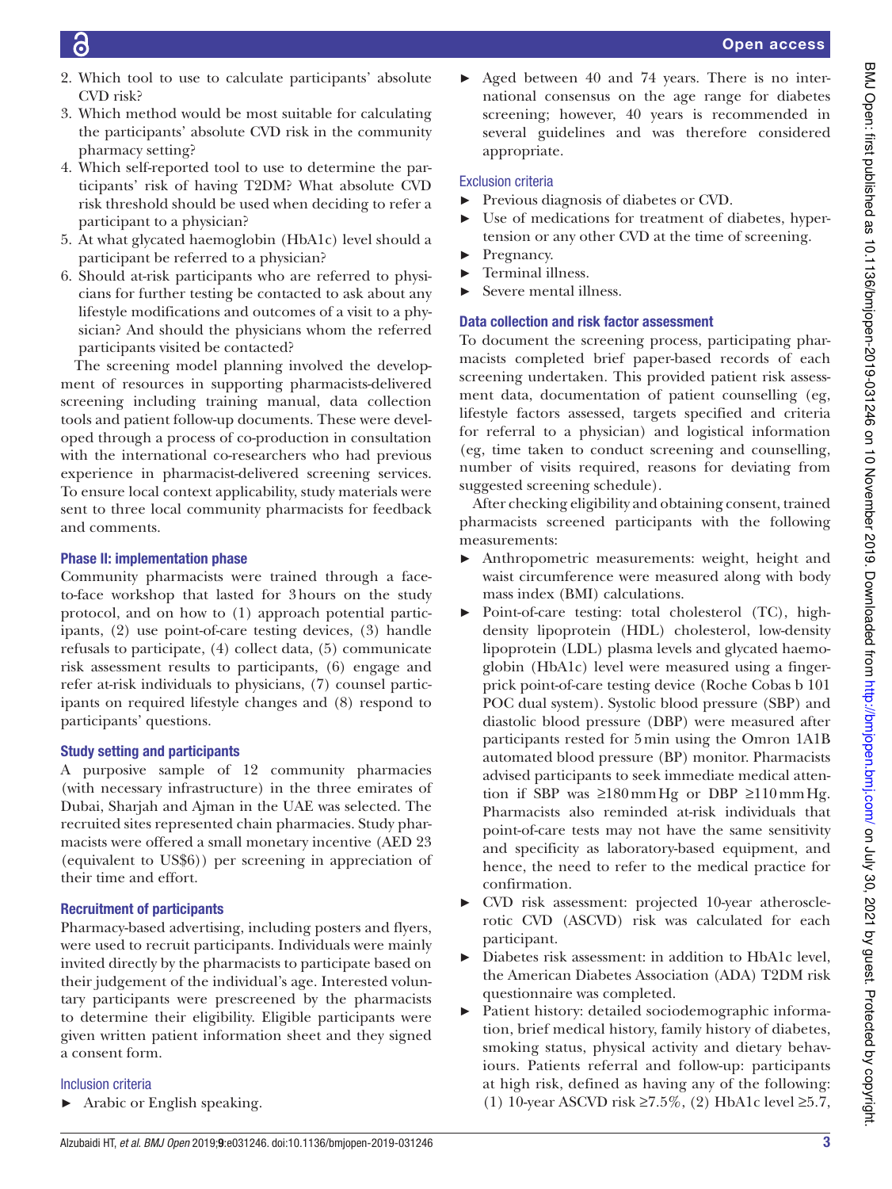2. Which tool to use to calculate participants' absolute CVD risk?
3. Which method would be most suitable for calculating the participants' absolute CVD risk in the community pharmacy setting?
4. Which self-reported tool to use to determine the participants' risk of having T2DM? What absolute CVD risk threshold should be used when deciding to refer a participant to a physician?
5. At what glycated haemoglobin (HbA1c) level should a participant be referred to a physician?
6. Should at-risk participants who are referred to physicians for further testing be contacted to ask about any lifestyle modifications and outcomes of a visit to a physician? And should the physicians whom the referred participants visited be contacted?

The screening model planning involved the development of resources in supporting pharmacists-delivered screening including training manual, data collection tools and patient follow-up documents. These were developed through a process of co-production in consultation with the international co-researchers who had previous experience in pharmacist-delivered screening services. To ensure local context applicability, study materials were sent to three local community pharmacists for feedback and comments.

### Phase II: implementation phase

Community pharmacists were trained through a face-to-face workshop that lasted for 3 hours on the study protocol, and on how to (1) approach potential participants, (2) use point-of-care testing devices, (3) handle refusals to participate, (4) collect data, (5) communicate risk assessment results to participants, (6) engage and refer at-risk individuals to physicians, (7) counsel participants on required lifestyle changes and (8) respond to participants' questions.

### Study setting and participants

A purposive sample of 12 community pharmacies (with necessary infrastructure) in the three emirates of Dubai, Sharjah and Ajman in the UAE was selected. The recruited sites represented chain pharmacies. Study pharmacists were offered a small monetary incentive (AED 23 (equivalent to US$6)) per screening in appreciation of their time and effort.

### Recruitment of participants

Pharmacy-based advertising, including posters and flyers, were used to recruit participants. Individuals were mainly invited directly by the pharmacists to participate based on their judgement of the individual's age. Interested voluntary participants were prescreened by the pharmacists to determine their eligibility. Eligible participants were given written patient information sheet and they signed a consent form.

#### Inclusion criteria

- Arabic or English speaking.
- Aged between 40 and 74 years. There is no international consensus on the age range for diabetes screening; however, 40 years is recommended in several guidelines and was therefore considered appropriate.

#### Exclusion criteria

- Previous diagnosis of diabetes or CVD.
- Use of medications for treatment of diabetes, hypertension or any other CVD at the time of screening.
- Pregnancy.
- Terminal illness.
- Severe mental illness.

### Data collection and risk factor assessment

To document the screening process, participating pharmacists completed brief paper-based records of each screening undertaken. This provided patient risk assessment data, documentation of patient counselling (eg, lifestyle factors assessed, targets specified and criteria for referral to a physician) and logistical information (eg, time taken to conduct screening and counselling, number of visits required, reasons for deviating from suggested screening schedule).

After checking eligibility and obtaining consent, trained pharmacists screened participants with the following measurements:

- Anthropometric measurements: weight, height and waist circumference were measured along with body mass index (BMI) calculations.
- Point-of-care testing: total cholesterol (TC), high-density lipoprotein (HDL) cholesterol, low-density lipoprotein (LDL) plasma levels and glycated haemoglobin (HbA1c) level were measured using a finger-prick point-of-care testing device (Roche Cobas b 101 POC dual system). Systolic blood pressure (SBP) and diastolic blood pressure (DBP) were measured after participants rested for 5 min using the Omron 1A1B automated blood pressure (BP) monitor. Pharmacists advised participants to seek immediate medical attention if SBP was ≥180 mm Hg or DBP ≥110 mm Hg. Pharmacists also reminded at-risk individuals that point-of-care tests may not have the same sensitivity and specificity as laboratory-based equipment, and hence, the need to refer to the medical practice for confirmation.
- CVD risk assessment: projected 10-year atherosclerotic CVD (ASCVD) risk was calculated for each participant.
- Diabetes risk assessment: in addition to HbA1c level, the American Diabetes Association (ADA) T2DM risk questionnaire was completed.
- Patient history: detailed sociodemographic information, brief medical history, family history of diabetes, smoking status, physical activity and dietary behaviours. Patients referral and follow-up: participants at high risk, defined as having any of the following: (1) 10-year ASCVD risk ≥7.5%, (2) HbA1c level ≥5.7,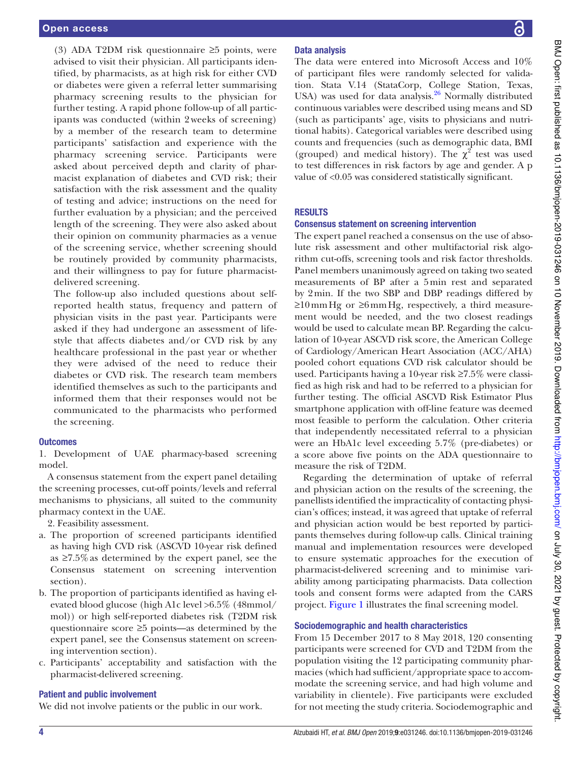(3) ADA T2DM risk questionnaire ≥5 points, were advised to visit their physician. All participants identified, by pharmacists, as at high risk for either CVD or diabetes were given a referral letter summarising pharmacy screening results to the physician for further testing. A rapid phone follow-up of all participants was conducted (within 2 weeks of screening) by a member of the research team to determine participants' satisfaction and experience with the pharmacy screening service. Participants were asked about perceived depth and clarity of pharmacist explanation of diabetes and CVD risk; their satisfaction with the risk assessment and the quality of testing and advice; instructions on the need for further evaluation by a physician; and the perceived length of the screening. They were also asked about their opinion on community pharmacies as a venue of the screening service, whether screening should be routinely provided by community pharmacists, and their willingness to pay for future pharmacist-delivered screening.

The follow-up also included questions about self-reported health status, frequency and pattern of physician visits in the past year. Participants were asked if they had undergone an assessment of lifestyle that affects diabetes and/or CVD risk by any healthcare professional in the past year or whether they were advised of the need to reduce their diabetes or CVD risk. The research team members identified themselves as such to the participants and informed them that their responses would not be communicated to the pharmacists who performed the screening.

### Outcomes

1. Development of UAE pharmacy-based screening model.

A consensus statement from the expert panel detailing the screening processes, cut-off points/levels and referral mechanisms to physicians, all suited to the community pharmacy context in the UAE.

2. Feasibility assessment.

a. The proportion of screened participants identified as having high CVD risk (ASCVD 10-year risk defined as ≥7.5% as determined by the expert panel, see the Consensus statement on screening intervention section).
b. The proportion of participants identified as having elevated blood glucose (high A1c level >6.5% (48mmol/mol)) or high self-reported diabetes risk (T2DM risk questionnaire score ≥5 points—as determined by the expert panel, see the Consensus statement on screening intervention section).
c. Participants' acceptability and satisfaction with the pharmacist-delivered screening.

### Patient and public involvement

We did not involve patients or the public in our work.

### Data analysis

The data were entered into Microsoft Access and 10% of participant files were randomly selected for validation. Stata V.14 (StataCorp, College Station, Texas, USA) was used for data analysis.[26] Normally distributed continuous variables were described using means and SD (such as participants' age, visits to physicians and nutritional habits). Categorical variables were described using counts and frequencies (such as demographic data, BMI (grouped) and medical history). The $\chi^2$ test was used to test differences in risk factors by age and gender. A p value of <0.05 was considered statistically significant.

## RESULTS

### Consensus statement on screening intervention

The expert panel reached a consensus on the use of absolute risk assessment and other multifactorial risk algorithm cut-offs, screening tools and risk factor thresholds. Panel members unanimously agreed on taking two seated measurements of BP after a 5 min rest and separated by 2 min. If the two SBP and DBP readings differed by ≥10 mm Hg or ≥6 mm Hg, respectively, a third measurement would be needed, and the two closest readings would be used to calculate mean BP. Regarding the calculation of 10-year ASCVD risk score, the American College of Cardiology/American Heart Association (ACC/AHA) pooled cohort equations CVD risk calculator should be used. Participants having a 10-year risk ≥7.5% were classified as high risk and had to be referred to a physician for further testing. The official ASCVD Risk Estimator Plus smartphone application with off-line feature was deemed most feasible to perform the calculation. Other criteria that independently necessitated referral to a physician were an HbA1c level exceeding 5.7% (pre-diabetes) or a score above five points on the ADA questionnaire to measure the risk of T2DM.

Regarding the determination of uptake of referral and physician action on the results of the screening, the panellists identified the impracticality of contacting physician's offices; instead, it was agreed that uptake of referral and physician action would be best reported by participants themselves during follow-up calls. Clinical training manual and implementation resources were developed to ensure systematic approaches for the execution of pharmacist-delivered screening and to minimise variability among participating pharmacists. Data collection tools and consent forms were adapted from the CARS project. Figure 1 illustrates the final screening model.

### Sociodemographic and health characteristics

From 15 December 2017 to 8 May 2018, 120 consenting participants were screened for CVD and T2DM from the population visiting the 12 participating community pharmacies (which had sufficient/appropriate space to accommodate the screening service, and had high volume and variability in clientele). Five participants were excluded for not meeting the study criteria. Sociodemographic and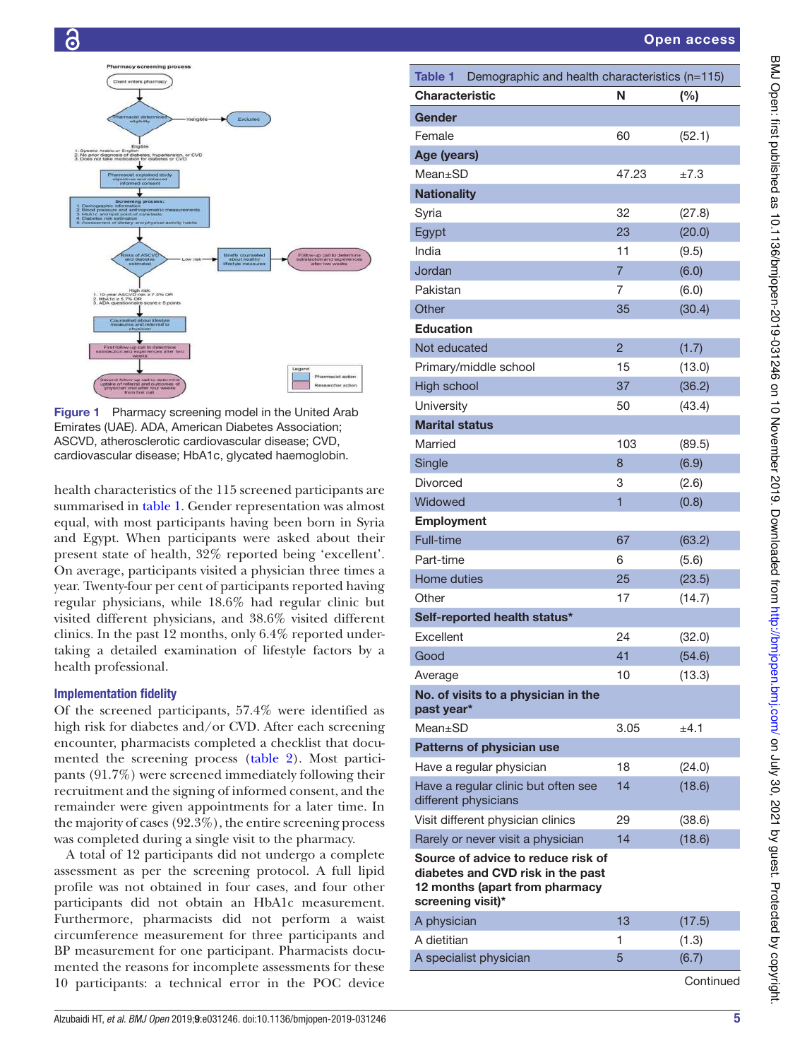Figure 1 Pharmacy screening model in the United Arab Emirates (UAE). ADA, American Diabetes Association; ASCVD, atherosclerotic cardiovascular disease; CVD, cardiovascular disease; HbA1c, glycated haemoglobin.

health characteristics of the 115 screened participants are summarised in table 1. Gender representation was almost equal, with most participants having been born in Syria and Egypt. When participants were asked about their present state of health, 32% reported being 'excellent'. On average, participants visited a physician three times a year. Twenty-four per cent of participants reported having regular physicians, while 18.6% had regular clinic but visited different physicians, and 38.6% visited different clinics. In the past 12 months, only 6.4% reported undertaking a detailed examination of lifestyle factors by a health professional.

### Implementation fidelity

Of the screened participants, 57.4% were identified as high risk for diabetes and/or CVD. After each screening encounter, pharmacists completed a checklist that documented the screening process (table 2). Most participants (91.7%) were screened immediately following their recruitment and the signing of informed consent, and the remainder were given appointments for a later time. In the majority of cases (92.3%), the entire screening process was completed during a single visit to the pharmacy.

A total of 12 participants did not undergo a complete assessment as per the screening protocol. A full lipid profile was not obtained in four cases, and four other participants did not obtain an HbA1c measurement. Furthermore, pharmacists did not perform a waist circumference measurement for three participants and BP measurement for one participant. Pharmacists documented the reasons for incomplete assessments for these 10 participants: a technical error in the POC device

**Table 1** Demographic and health characteristics (n=115)

| Characteristic | N | (%) |
|---|---|---|
| **Gender** | | |
| Female | 60 | (52.1) |
| **Age (years)** | | |
| Mean±SD | 47.23 | ±7.3 |
| **Nationality** | | |
| Syria | 32 | (27.8) |
| Egypt | 23 | (20.0) |
| India | 11 | (9.5) |
| Jordan | 7 | (6.0) |
| Pakistan | 7 | (6.0) |
| Other | 35 | (30.4) |
| **Education** | | |
| Not educated | 2 | (1.7) |
| Primary/middle school | 15 | (13.0) |
| High school | 37 | (36.2) |
| University | 50 | (43.4) |
| **Marital status** | | |
| Married | 103 | (89.5) |
| Single | 8 | (6.9) |
| Divorced | 3 | (2.6) |
| Widowed | 1 | (0.8) |
| **Employment** | | |
| Full-time | 67 | (63.2) |
| Part-time | 6 | (5.6) |
| Home duties | 25 | (23.5) |
| Other | 17 | (14.7) |
| **Self-reported health status*** | | |
| Excellent | 24 | (32.0) |
| Good | 41 | (54.6) |
| Average | 10 | (13.3) |
| **No. of visits to a physician in the past year*** | | |
| Mean±SD | 3.05 | ±4.1 |
| **Patterns of physician use** | | |
| Have a regular physician | 18 | (24.0) |
| Have a regular clinic but often see different physicians | 14 | (18.6) |
| Visit different physician clinics | 29 | (38.6) |
| Rarely or never visit a physician | 14 | (18.6) |
| **Source of advice to reduce risk of diabetes and CVD risk in the past 12 months (apart from pharmacy screening visit)*** | | |
| A physician | 13 | (17.5) |
| A dietitian | 1 | (1.3) |
| A specialist physician | 5 | (6.7) |

Continued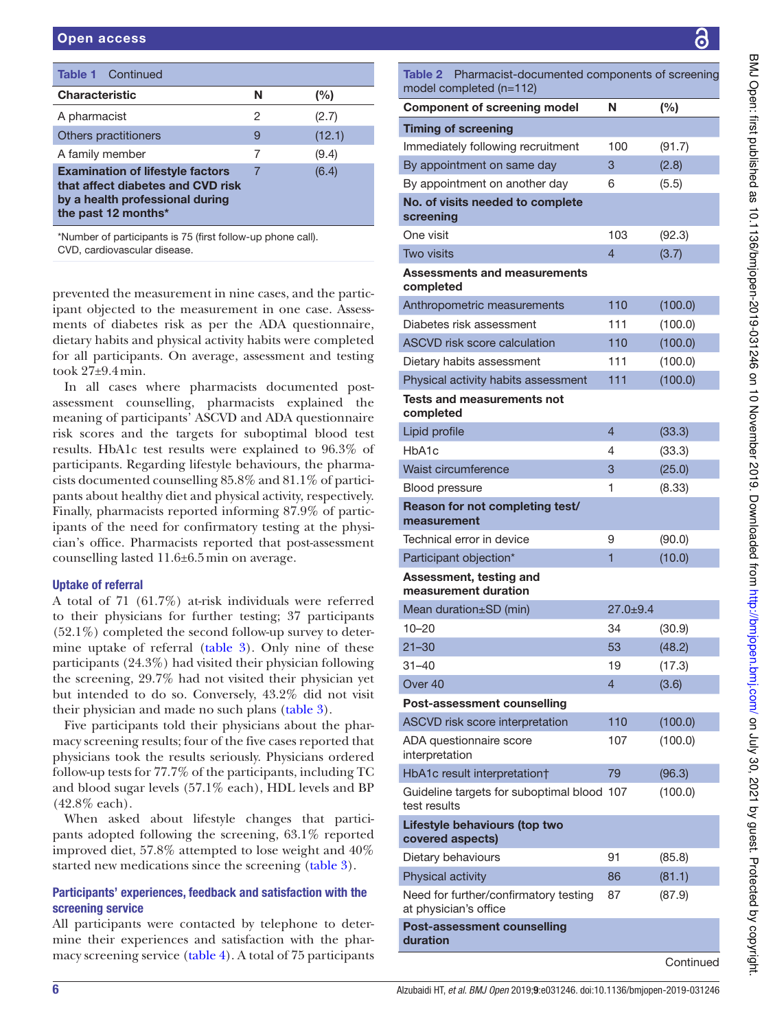**Table 1** Continued

| Characteristic | N | (%) |
|---|---|---|
| A pharmacist | 2 | (2.7) |
| Others practitioners | 9 | (12.1) |
| A family member | 7 | (9.4) |
| **Examination of lifestyle factors that affect diabetes and CVD risk by a health professional during the past 12 months*** | 7 | (6.4) |

*Number of participants is 75 (first follow-up phone call).
CVD, cardiovascular disease.

prevented the measurement in nine cases, and the participant objected to the measurement in one case. Assessments of diabetes risk as per the ADA questionnaire, dietary habits and physical activity habits were completed for all participants. On average, assessment and testing took 27±9.4 min.

In all cases where pharmacists documented post-assessment counselling, pharmacists explained the meaning of participants' ASCVD and ADA questionnaire risk scores and the targets for suboptimal blood test results. HbA1c test results were explained to 96.3% of participants. Regarding lifestyle behaviours, the pharmacists documented counselling 85.8% and 81.1% of participants about healthy diet and physical activity, respectively. Finally, pharmacists reported informing 87.9% of participants of the need for confirmatory testing at the physician's office. Pharmacists reported that post-assessment counselling lasted 11.6±6.5 min on average.

### Uptake of referral

A total of 71 (61.7%) at-risk individuals were referred to their physicians for further testing; 37 participants (52.1%) completed the second follow-up survey to determine uptake of referral (table 3). Only nine of these participants (24.3%) had visited their physician following the screening, 29.7% had not visited their physician yet but intended to do so. Conversely, 43.2% did not visit their physician and made no such plans (table 3).

Five participants told their physicians about the pharmacy screening results; four of the five cases reported that physicians took the results seriously. Physicians ordered follow-up tests for 77.7% of the participants, including TC and blood sugar levels (57.1% each), HDL levels and BP (42.8% each).

When asked about lifestyle changes that participants adopted following the screening, 63.1% reported improved diet, 57.8% attempted to lose weight and 40% started new medications since the screening (table 3).

### Participants' experiences, feedback and satisfaction with the screening service

All participants were contacted by telephone to determine their experiences and satisfaction with the pharmacy screening service (table 4). A total of 75 participants

**Table 2** Pharmacist-documented components of screening model completed (n=112)

| Component of screening model | N | (%) |
|---|---|---|
| **Timing of screening** | | |
| Immediately following recruitment | 100 | (91.7) |
| By appointment on same day | 3 | (2.8) |
| By appointment on another day | 6 | (5.5) |
| **No. of visits needed to complete screening** | | |
| One visit | 103 | (92.3) |
| Two visits | 4 | (3.7) |
| **Assessments and measurements completed** | | |
| Anthropometric measurements | 110 | (100.0) |
| Diabetes risk assessment | 111 | (100.0) |
| ASCVD risk score calculation | 110 | (100.0) |
| Dietary habits assessment | 111 | (100.0) |
| Physical activity habits assessment | 111 | (100.0) |
| **Tests and measurements not completed** | | |
| Lipid profile | 4 | (33.3) |
| HbA1c | 4 | (33.3) |
| Waist circumference | 3 | (25.0) |
| Blood pressure | 1 | (8.33) |
| **Reason for not completing test/measurement** | | |
| Technical error in device | 9 | (90.0) |
| Participant objection* | 1 | (10.0) |
| **Assessment, testing and measurement duration** | | |
| Mean duration±SD (min) | 27.0±9.4 | |
| 10–20 | 34 | (30.9) |
| 21–30 | 53 | (48.2) |
| 31–40 | 19 | (17.3) |
| Over 40 | 4 | (3.6) |
| **Post-assessment counselling** | | |
| ASCVD risk score interpretation | 110 | (100.0) |
| ADA questionnaire score interpretation | 107 | (100.0) |
| HbA1c result interpretation† | 79 | (96.3) |
| Guideline targets for suboptimal blood test results | 107 | (100.0) |
| **Lifestyle behaviours (top two covered aspects)** | | |
| Dietary behaviours | 91 | (85.8) |
| Physical activity | 86 | (81.1) |
| Need for further/confirmatory testing at physician's office | 87 | (87.9) |
| **Post-assessment counselling duration** | | |

Continued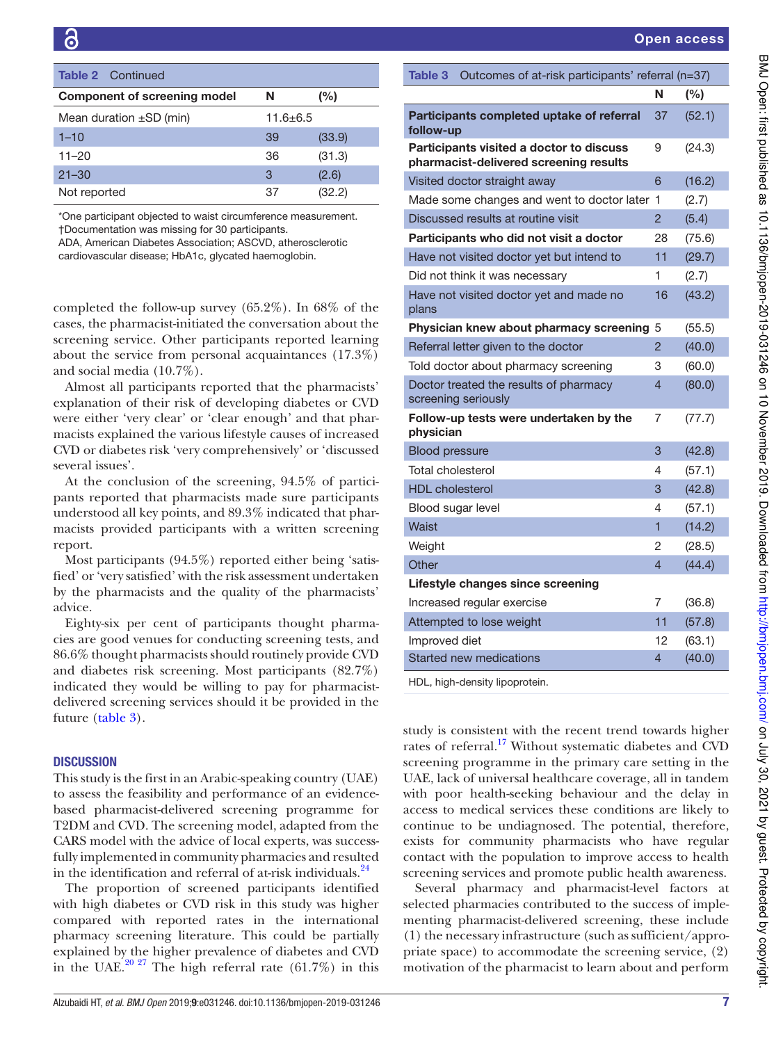**Table 2** Continued

| Component of screening model | N | (%) |
|---|---|---|
| Mean duration ±SD (min) | 11.6±6.5 | |
| 1–10 | 39 | (33.9) |
| 11–20 | 36 | (31.3) |
| 21–30 | 3 | (2.6) |
| Not reported | 37 | (32.2) |

*One participant objected to waist circumference measurement.
†Documentation was missing for 30 participants.
ADA, American Diabetes Association; ASCVD, atherosclerotic cardiovascular disease; HbA1c, glycated haemoglobin.

completed the follow-up survey (65.2%). In 68% of the cases, the pharmacist-initiated the conversation about the screening service. Other participants reported learning about the service from personal acquaintances (17.3%) and social media (10.7%).

Almost all participants reported that the pharmacists' explanation of their risk of developing diabetes or CVD were either 'very clear' or 'clear enough' and that pharmacists explained the various lifestyle causes of increased CVD or diabetes risk 'very comprehensively' or 'discussed several issues'.

At the conclusion of the screening, 94.5% of participants reported that pharmacists made sure participants understood all key points, and 89.3% indicated that pharmacists provided participants with a written screening report.

Most participants (94.5%) reported either being 'satisfied' or 'very satisfied' with the risk assessment undertaken by the pharmacists and the quality of the pharmacists' advice.

Eighty-six per cent of participants thought pharmacies are good venues for conducting screening tests, and 86.6% thought pharmacists should routinely provide CVD and diabetes risk screening. Most participants (82.7%) indicated they would be willing to pay for pharmacist-delivered screening services should it be provided in the future (table 3).

**Table 3** Outcomes of at-risk participants' referral (n=37)

| | N | (%) |
|---|---|---|
| **Participants completed uptake of referral follow-up** | 37 | (52.1) |
| **Participants visited a doctor to discuss pharmacist-delivered screening results** | 9 | (24.3) |
| Visited doctor straight away | 6 | (16.2) |
| Made some changes and went to doctor later | 1 | (2.7) |
| Discussed results at routine visit | 2 | (5.4) |
| **Participants who did not visit a doctor** | 28 | (75.6) |
| Have not visited doctor yet but intend to | 11 | (29.7) |
| Did not think it was necessary | 1 | (2.7) |
| Have not visited doctor yet and made no plans | 16 | (43.2) |
| **Physician knew about pharmacy screening** | 5 | (55.5) |
| Referral letter given to the doctor | 2 | (40.0) |
| Told doctor about pharmacy screening | 3 | (60.0) |
| Doctor treated the results of pharmacy screening seriously | 4 | (80.0) |
| **Follow-up tests were undertaken by the physician** | 7 | (77.7) |
| Blood pressure | 3 | (42.8) |
| Total cholesterol | 4 | (57.1) |
| HDL cholesterol | 3 | (42.8) |
| Blood sugar level | 4 | (57.1) |
| Waist | 1 | (14.2) |
| Weight | 2 | (28.5) |
| Other | 4 | (44.4) |
| **Lifestyle changes since screening** | | |
| Increased regular exercise | 7 | (36.8) |
| Attempted to lose weight | 11 | (57.8) |
| Improved diet | 12 | (63.1) |
| Started new medications | 4 | (40.0) |

HDL, high-density lipoprotein.

## DISCUSSION

This study is the first in an Arabic-speaking country (UAE) to assess the feasibility and performance of an evidence-based pharmacist-delivered screening programme for T2DM and CVD. The screening model, adapted from the CARS model with the advice of local experts, was successfully implemented in community pharmacies and resulted in the identification and referral of at-risk individuals.[24]

The proportion of screened participants identified with high diabetes or CVD risk in this study was higher compared with reported rates in the international pharmacy screening literature. This could be partially explained by the higher prevalence of diabetes and CVD in the UAE.[20 27] The high referral rate (61.7%) in this study is consistent with the recent trend towards higher rates of referral.[17] Without systematic diabetes and CVD screening programme in the primary care setting in the UAE, lack of universal healthcare coverage, all in tandem with poor health-seeking behaviour and the delay in access to medical services these conditions are likely to continue to be undiagnosed. The potential, therefore, exists for community pharmacists who have regular contact with the population to improve access to health screening services and promote public health awareness.

Several pharmacy and pharmacist-level factors at selected pharmacies contributed to the success of implementing pharmacist-delivered screening, these include (1) the necessary infrastructure (such as sufficient/appropriate space) to accommodate the screening service, (2) motivation of the pharmacist to learn about and perform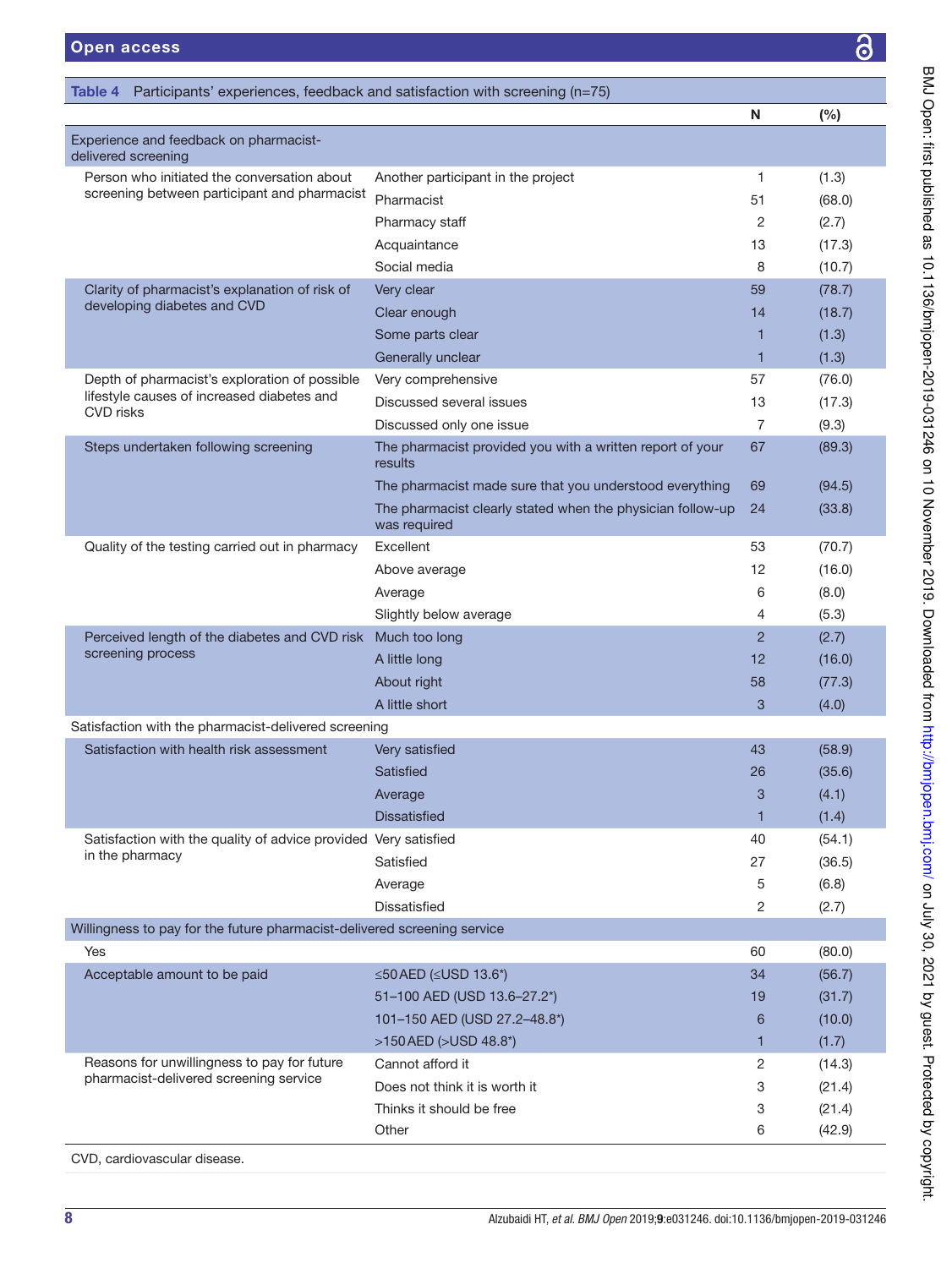**Table 4** Participants' experiences, feedback and satisfaction with screening (n=75)

| | | N | (%) |
|---|---|---|---|
| **Experience and feedback on pharmacist-delivered screening** | | | |
| Person who initiated the conversation about screening between participant and pharmacist | Another participant in the project | 1 | (1.3) |
| | Pharmacist | 51 | (68.0) |
| | Pharmacy staff | 2 | (2.7) |
| | Acquaintance | 13 | (17.3) |
| | Social media | 8 | (10.7) |
| Clarity of pharmacist's explanation of risk of developing diabetes and CVD | Very clear | 59 | (78.7) |
| | Clear enough | 14 | (18.7) |
| | Some parts clear | 1 | (1.3) |
| | Generally unclear | 1 | (1.3) |
| Depth of pharmacist's exploration of possible lifestyle causes of increased diabetes and CVD risks | Very comprehensive | 57 | (76.0) |
| | Discussed several issues | 13 | (17.3) |
| | Discussed only one issue | 7 | (9.3) |
| Steps undertaken following screening | The pharmacist provided you with a written report of your results | 67 | (89.3) |
| | The pharmacist made sure that you understood everything | 69 | (94.5) |
| | The pharmacist clearly stated when the physician follow-up was required | 24 | (33.8) |
| Quality of the testing carried out in pharmacy | Excellent | 53 | (70.7) |
| | Above average | 12 | (16.0) |
| | Average | 6 | (8.0) |
| | Slightly below average | 4 | (5.3) |
| Perceived length of the diabetes and CVD risk screening process | Much too long | 2 | (2.7) |
| | A little long | 12 | (16.0) |
| | About right | 58 | (77.3) |
| | A little short | 3 | (4.0) |
| **Satisfaction with the pharmacist-delivered screening** | | | |
| Satisfaction with health risk assessment | Very satisfied | 43 | (58.9) |
| | Satisfied | 26 | (35.6) |
| | Average | 3 | (4.1) |
| | Dissatisfied | 1 | (1.4) |
| Satisfaction with the quality of advice provided in the pharmacy | Very satisfied | 40 | (54.1) |
| | Satisfied | 27 | (36.5) |
| | Average | 5 | (6.8) |
| | Dissatisfied | 2 | (2.7) |
| **Willingness to pay for the future pharmacist-delivered screening service** | | | |
| Yes | | 60 | (80.0) |
| Acceptable amount to be paid | ≤50 AED (≤USD 13.6*) | 34 | (56.7) |
| | 51–100 AED (USD 13.6–27.2*) | 19 | (31.7) |
| | 101–150 AED (USD 27.2–48.8*) | 6 | (10.0) |
| | >150 AED (>USD 48.8*) | 1 | (1.7) |
| Reasons for unwillingness to pay for future pharmacist-delivered screening service | Cannot afford it | 2 | (14.3) |
| | Does not think it is worth it | 3 | (21.4) |
| | Thinks it should be free | 3 | (21.4) |
| | Other | 6 | (42.9) |

CVD, cardiovascular disease.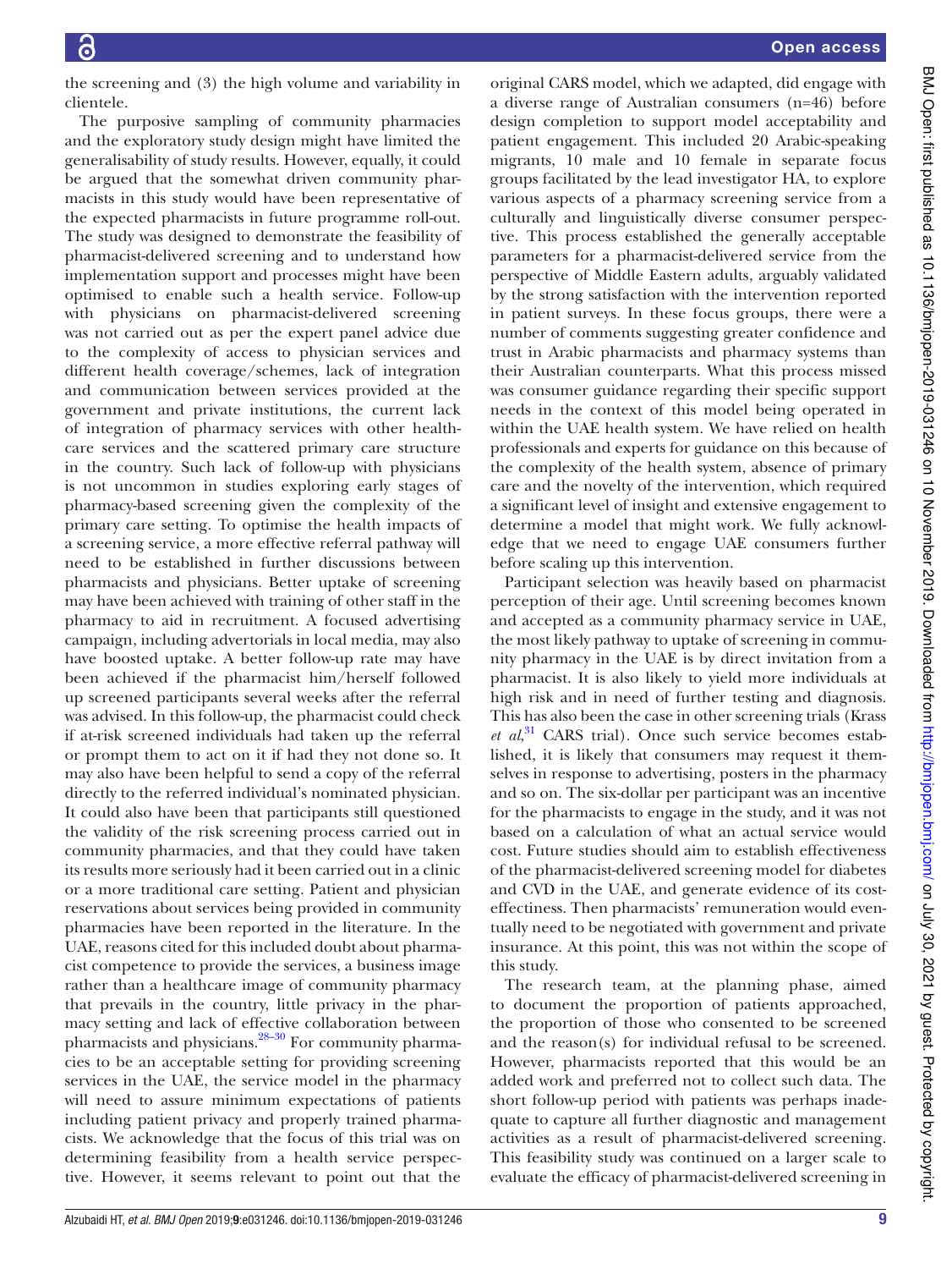the screening and (3) the high volume and variability in clientele.

The purposive sampling of community pharmacies and the exploratory study design might have limited the generalisability of study results. However, equally, it could be argued that the somewhat driven community pharmacists in this study would have been representative of the expected pharmacists in future programme roll-out. The study was designed to demonstrate the feasibility of pharmacist-delivered screening and to understand how implementation support and processes might have been optimised to enable such a health service. Follow-up with physicians on pharmacist-delivered screening was not carried out as per the expert panel advice due to the complexity of access to physician services and different health coverage/schemes, lack of integration and communication between services provided at the government and private institutions, the current lack of integration of pharmacy services with other health-care services and the scattered primary care structure in the country. Such lack of follow-up with physicians is not uncommon in studies exploring early stages of pharmacy-based screening given the complexity of the primary care setting. To optimise the health impacts of a screening service, a more effective referral pathway will need to be established in further discussions between pharmacists and physicians. Better uptake of screening may have been achieved with training of other staff in the pharmacy to aid in recruitment. A focused advertising campaign, including advertorials in local media, may also have boosted uptake. A better follow-up rate may have been achieved if the pharmacist him/herself followed up screened participants several weeks after the referral was advised. In this follow-up, the pharmacist could check if at-risk screened individuals had taken up the referral or prompt them to act on it if had they not done so. It may also have been helpful to send a copy of the referral directly to the referred individual's nominated physician. It could also have been that participants still questioned the validity of the risk screening process carried out in community pharmacies, and that they could have taken its results more seriously had it been carried out in a clinic or a more traditional care setting. Patient and physician reservations about services being provided in community pharmacies have been reported in the literature. In the UAE, reasons cited for this included doubt about pharmacist competence to provide the services, a business image rather than a healthcare image of community pharmacy that prevails in the country, little privacy in the pharmacy setting and lack of effective collaboration between pharmacists and physicians.[28–30] For community pharmacies to be an acceptable setting for providing screening services in the UAE, the service model in the pharmacy will need to assure minimum expectations of patients including patient privacy and properly trained pharmacists. We acknowledge that the focus of this trial was on determining feasibility from a health service perspective. However, it seems relevant to point out that the original CARS model, which we adapted, did engage with a diverse range of Australian consumers (n=46) before design completion to support model acceptability and patient engagement. This included 20 Arabic-speaking migrants, 10 male and 10 female in separate focus groups facilitated by the lead investigator HA, to explore various aspects of a pharmacy screening service from a culturally and linguistically diverse consumer perspective. This process established the generally acceptable parameters for a pharmacist-delivered service from the perspective of Middle Eastern adults, arguably validated by the strong satisfaction with the intervention reported in patient surveys. In these focus groups, there were a number of comments suggesting greater confidence and trust in Arabic pharmacists and pharmacy systems than their Australian counterparts. What this process missed was consumer guidance regarding their specific support needs in the context of this model being operated in within the UAE health system. We have relied on health professionals and experts for guidance on this because of the complexity of the health system, absence of primary care and the novelty of the intervention, which required a significant level of insight and extensive engagement to determine a model that might work. We fully acknowledge that we need to engage UAE consumers further before scaling up this intervention.

Participant selection was heavily based on pharmacist perception of their age. Until screening becomes known and accepted as a community pharmacy service in UAE, the most likely pathway to uptake of screening in community pharmacy in the UAE is by direct invitation from a pharmacist. It is also likely to yield more individuals at high risk and in need of further testing and diagnosis. This has also been the case in other screening trials (Krass *et al*,[31] CARS trial). Once such service becomes established, it is likely that consumers may request it themselves in response to advertising, posters in the pharmacy and so on. The six-dollar per participant was an incentive for the pharmacists to engage in the study, and it was not based on a calculation of what an actual service would cost. Future studies should aim to establish effectiveness of the pharmacist-delivered screening model for diabetes and CVD in the UAE, and generate evidence of its cost-effectiveness. Then pharmacists' remuneration would eventually need to be negotiated with government and private insurance. At this point, this was not within the scope of this study.

The research team, at the planning phase, aimed to document the proportion of patients approached, the proportion of those who consented to be screened and the reason(s) for individual refusal to be screened. However, pharmacists reported that this would be an added work and preferred not to collect such data. The short follow-up period with patients was perhaps inadequate to capture all further diagnostic and management activities as a result of pharmacist-delivered screening. This feasibility study was continued on a larger scale to evaluate the efficacy of pharmacist-delivered screening in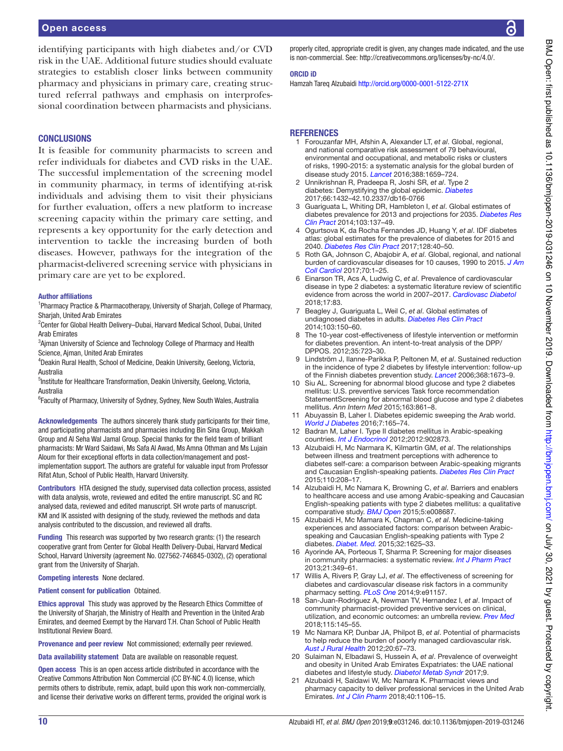identifying participants with high diabetes and/or CVD risk in the UAE. Additional future studies should evaluate strategies to establish closer links between community pharmacy and physicians in primary care, creating structured referral pathways and emphasis on interprofessional coordination between pharmacists and physicians.

## CONCLUSIONS

It is feasible for community pharmacists to screen and refer individuals for diabetes and CVD risks in the UAE. The successful implementation of the screening model in community pharmacy, in terms of identifying at-risk individuals and advising them to visit their physicians for further evaluation, offers a new platform to increase screening capacity within the primary care setting, and represents a key opportunity for the early detection and intervention to tackle the increasing burden of both diseases. However, pathways for the integration of the pharmacist-delivered screening service with physicians in primary care are yet to be explored.

**Author affiliations**

[1]Pharmacy Practice & Pharmacotherapy, University of Sharjah, College of Pharmacy, Sharjah, United Arab Emirates
[2]Center for Global Health Delivery–Dubai, Harvard Medical School, Dubai, United Arab Emirates
[3]Ajman University of Science and Technology College of Pharmacy and Health Science, Ajman, United Arab Emirates
[4]Deakin Rural Health, School of Medicine, Deakin University, Geelong, Victoria, Australia
[5]Institute for Healthcare Transformation, Deakin University, Geelong, Victoria, Australia
[6]Faculty of Pharmacy, University of Sydney, Sydney, New South Wales, Australia

**Acknowledgements** The authors sincerely thank study participants for their time, and participating pharmacists and pharmacies including Bin Sina Group, Makkah Group and Al Seha Wal Jamal Group. Special thanks for the field team of brilliant pharmacists: Mr Ward Saidawi, Ms Safa Al Awad, Ms Amna Othman and Ms Lujain Aloum for their exceptional efforts in data collection/management and post-implementation support. The authors are grateful for valuable input from Professor Rifat Atun, School of Public Health, Harvard University.

**Contributors** HTA designed the study, supervised data collection process, assisted with data analysis, wrote, reviewed and edited the entire manuscript. SC and RC analysed data, reviewed and edited manuscript. SH wrote parts of manuscript. KM and IK assisted with designing of the study, reviewed the methods and data analysis contributed to the discussion, and reviewed all drafts.

**Funding** This research was supported by two research grants: (1) the research cooperative grant from Center for Global Health Delivery-Dubai, Harvard Medical School, Harvard University (agreement No. 027562-746845-0302), (2) operational grant from the University of Sharjah.

**Competing interests** None declared.

**Patient consent for publication** Obtained.

**Ethics approval** This study was approved by the Research Ethics Committee of the University of Sharjah, the Ministry of Health and Prevention in the United Arab Emirates, and deemed Exempt by the Harvard T.H. Chan School of Public Health Institutional Review Board.

**Provenance and peer review** Not commissioned; externally peer reviewed.

**Data availability statement** Data are available on reasonable request.

**Open access** This is an open access article distributed in accordance with the Creative Commons Attribution Non Commercial (CC BY-NC 4.0) license, which permits others to distribute, remix, adapt, build upon this work non-commercially, and license their derivative works on different terms, provided the original work is properly cited, appropriate credit is given, any changes made indicated, and the use is non-commercial. See: http://creativecommons.org/licenses/by-nc/4.0/.

**ORCID iD**

Hamzah Tareq Alzubaidi http://orcid.org/0000-0001-5122-271X

## REFERENCES

1. Forouzanfar MH, Afshin A, Alexander LT, *et al*. Global, regional, and national comparative risk assessment of 79 behavioural, environmental and occupational, and metabolic risks or clusters of risks, 1990-2015: a systematic analysis for the global burden of disease study 2015. *Lancet* 2016;388:1659–724.
2. Unnikrishnan R, Pradeepa R, Joshi SR, *et al*. Type 2 diabetes: Demystifying the global epidemic. *Diabetes* 2017;66:1432–42.10.2337/db16-0766
3. Guariguata L, Whiting DR, Hambleton I, *et al*. Global estimates of diabetes prevalence for 2013 and projections for 2035. *Diabetes Res Clin Pract* 2014;103:137–49.
4. Ogurtsova K, da Rocha Fernandes JD, Huang Y, *et al*. IDF diabetes atlas: global estimates for the prevalence of diabetes for 2015 and 2040. *Diabetes Res Clin Pract* 2017;128:40–50.
5. Roth GA, Johnson C, Abajobir A, *et al*. Global, regional, and national burden of cardiovascular diseases for 10 causes, 1990 to 2015. *J Am Coll Cardiol* 2017;70:1–25.
6. Einarson TR, Acs A, Ludwig C, *et al*. Prevalence of cardiovascular disease in type 2 diabetes: a systematic literature review of scientific evidence from across the world in 2007–2017. *Cardiovasc Diabetol* 2018;17:83.
7. Beagley J, Guariguata L, Weil C, *et al*. Global estimates of undiagnosed diabetes in adults. *Diabetes Res Clin Pract* 2014;103:150–60.
8. The 10-year cost-effectiveness of lifestyle intervention or metformin for diabetes prevention. An intent-to-treat analysis of the DPP/DPPOS. 2012;35:723–30.
9. Lindström J, Ilanne-Parikka P, Peltonen M, *et al*. Sustained reduction in the incidence of type 2 diabetes by lifestyle intervention: follow-up of the Finnish diabetes prevention study. *Lancet* 2006;368:1673–9.
10. Siu AL. Screening for abnormal blood glucose and type 2 diabetes mellitus: U.S. preventive services Task force recommendation StatementScreening for abnormal blood glucose and type 2 diabetes mellitus. *Ann Intern Med* 2015;163:861–8.
11. Abuyassin B, Laher I. Diabetes epidemic sweeping the Arab world. *World J Diabetes* 2016;7:165–74.
12. Badran M, Laher I. Type II diabetes mellitus in Arabic-speaking countries. *Int J Endocrinol* 2012;2012:902873.
13. Alzubaidi H, Mc Narmara K, Kilmartin GM, *et al*. The relationships between illness and treatment perceptions with adherence to diabetes self-care: a comparison between Arabic-speaking migrants and Caucasian English-speaking patients. *Diabetes Res Clin Pract* 2015;110:208–17.
14. Alzubaidi H, Mc Namara K, Browning C, *et al*. Barriers and enablers to healthcare access and use among Arabic-speaking and Caucasian English-speaking patients with type 2 diabetes mellitus: a qualitative comparative study. *BMJ Open* 2015;5:e008687.
15. Alzubaidi H, Mc Mamara K, Chapman C, *et al*. Medicine-taking experiences and associated factors: comparison between Arabic-speaking and Caucasian English-speaking patients with Type 2 diabetes. *Diabet. Med.* 2015;32:1625–33.
16. Ayorinde AA, Porteous T, Sharma P. Screening for major diseases in community pharmacies: a systematic review. *Int J Pharm Pract* 2013;21:349–61.
17. Willis A, Rivers P, Gray LJ, *et al*. The effectiveness of screening for diabetes and cardiovascular disease risk factors in a community pharmacy setting. *PLoS One* 2014;9:e91157.
18. San-Juan-Rodriguez A, Newman TV, Hernandez I, *et al*. Impact of community pharmacist-provided preventive services on clinical, utilization, and economic outcomes: an umbrella review. *Prev Med* 2018;115:145–55.
19. Mc Namara KP, Dunbar JA, Philpot B, *et al*. Potential of pharmacists to help reduce the burden of poorly managed cardiovascular risk. *Aust J Rural Health* 2012;20:67–73.
20. Sulaiman N, Elbadawi S, Hussein A, *et al*. Prevalence of overweight and obesity in United Arab Emirates Expatriates: the UAE national diabetes and lifestyle study. *Diabetol Metab Syndr* 2017;9.
21. Alzubaidi H, Saidawi W, Mc Namara K. Pharmacist views and pharmacy capacity to deliver professional services in the United Arab Emirates. *Int J Clin Pharm* 2018;40:1106–15.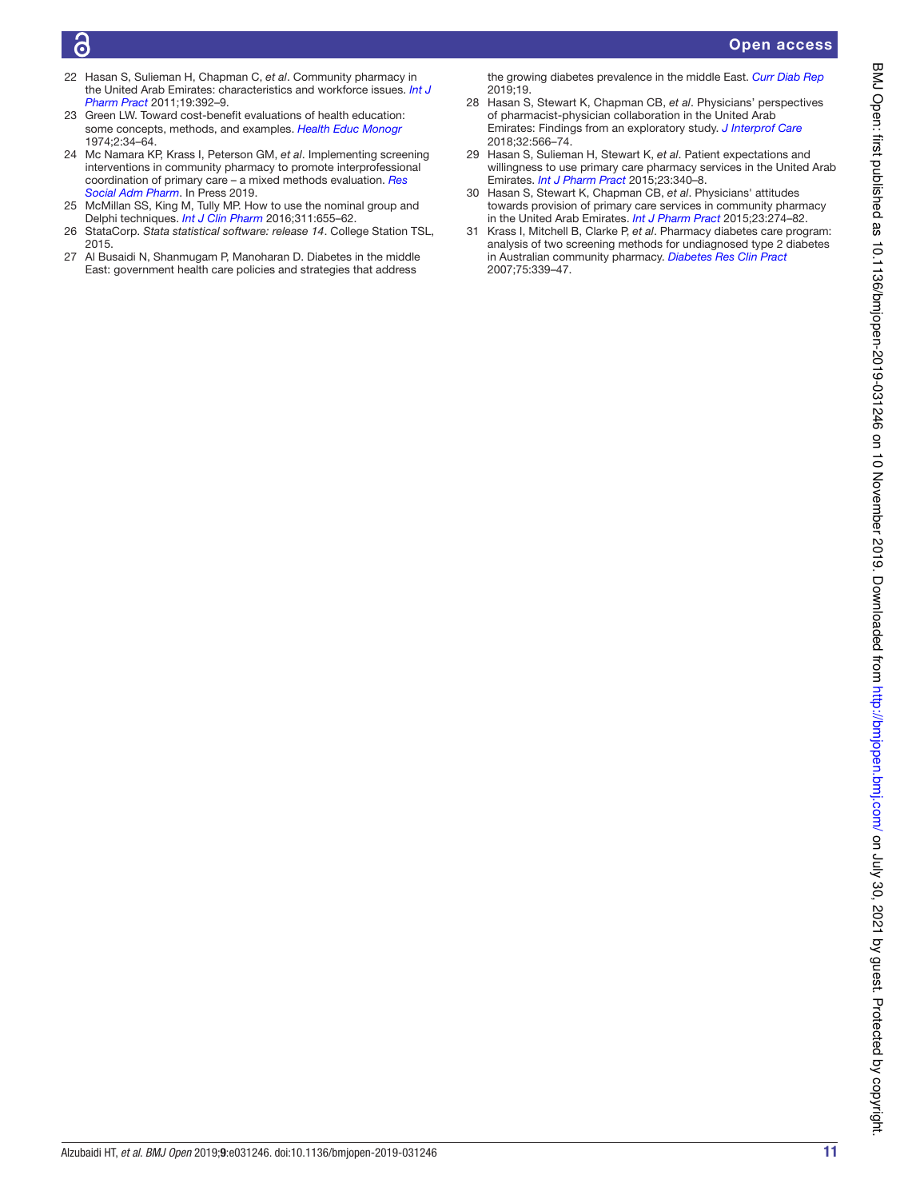22 Hasan S, Sulieman H, Chapman C, *et al*. Community pharmacy in the United Arab Emirates: characteristics and workforce issues. *Int J Pharm Pract* 2011;19:392–9.

23 Green LW. Toward cost-benefit evaluations of health education: some concepts, methods, and examples. *Health Educ Monogr* 1974;2:34–64.

24 Mc Namara KP, Krass I, Peterson GM, *et al*. Implementing screening interventions in community pharmacy to promote interprofessional coordination of primary care – a mixed methods evaluation. *Res Social Adm Pharm*. In Press 2019.

25 McMillan SS, King M, Tully MP. How to use the nominal group and Delphi techniques. *Int J Clin Pharm* 2016;311:655–62.

26 StataCorp. *Stata statistical software: release 14*. College Station TSL, 2015.

27 Al Busaidi N, Shanmugam P, Manoharan D. Diabetes in the middle East: government health care policies and strategies that address the growing diabetes prevalence in the middle East. *Curr Diab Rep* 2019;19.

28 Hasan S, Stewart K, Chapman CB, *et al*. Physicians' perspectives of pharmacist-physician collaboration in the United Arab Emirates: Findings from an exploratory study. *J Interprof Care* 2018;32:566–74.

29 Hasan S, Sulieman H, Stewart K, *et al*. Patient expectations and willingness to use primary care pharmacy services in the United Arab Emirates. *Int J Pharm Pract* 2015;23:340–8.

30 Hasan S, Stewart K, Chapman CB, *et al*. Physicians' attitudes towards provision of primary care services in community pharmacy in the United Arab Emirates. *Int J Pharm Pract* 2015;23:274–82.

31 Krass I, Mitchell B, Clarke P, *et al*. Pharmacy diabetes care program: analysis of two screening methods for undiagnosed type 2 diabetes in Australian community pharmacy. *Diabetes Res Clin Pract* 2007;75:339–47.